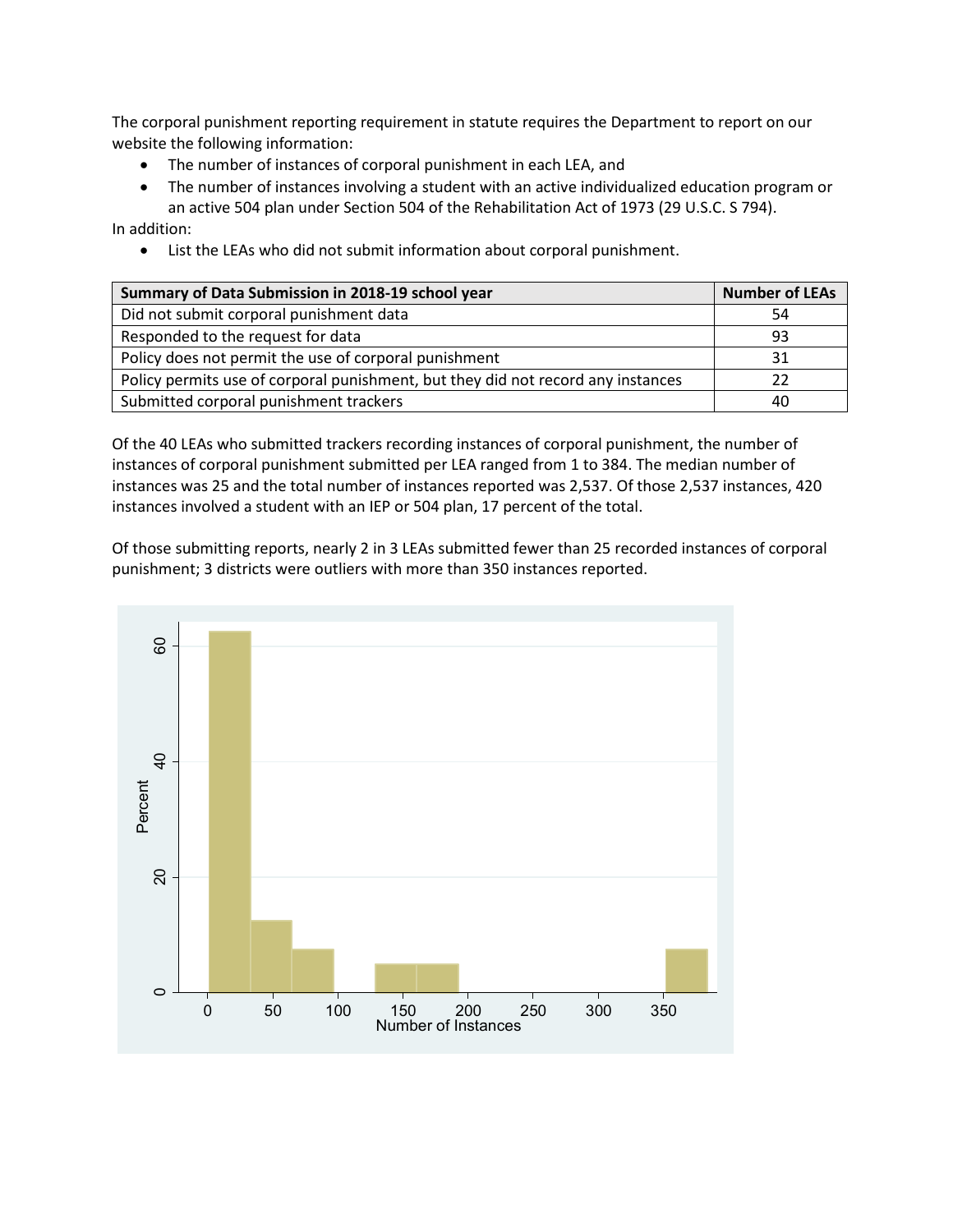The corporal punishment reporting requirement in statute requires the Department to report on our website the following information:

- The number of instances of corporal punishment in each LEA, and
- The number of instances involving a student with an active individualized education program or an active 504 plan under Section 504 of the Rehabilitation Act of 1973 (29 U.S.C. S 794).

In addition:

- List the LEAs who did not submit information about corporal punishment.

| Summary of Data Submission in 2018-19 school year | Number of LEAs |
|---|---|
| Did not submit corporal punishment data | 54 |
| Responded to the request for data | 93 |
| Policy does not permit the use of corporal punishment | 31 |
| Policy permits use of corporal punishment, but they did not record any instances | 22 |
| Submitted corporal punishment trackers | 40 |

Of the 40 LEAs who submitted trackers recording instances of corporal punishment, the number of instances of corporal punishment submitted per LEA ranged from 1 to 384. The median number of instances was 25 and the total number of instances reported was 2,537. Of those 2,537 instances, 420 instances involved a student with an IEP or 504 plan, 17 percent of the total.

Of those submitting reports, nearly 2 in 3 LEAs submitted fewer than 25 recorded instances of corporal punishment; 3 districts were outliers with more than 350 instances reported.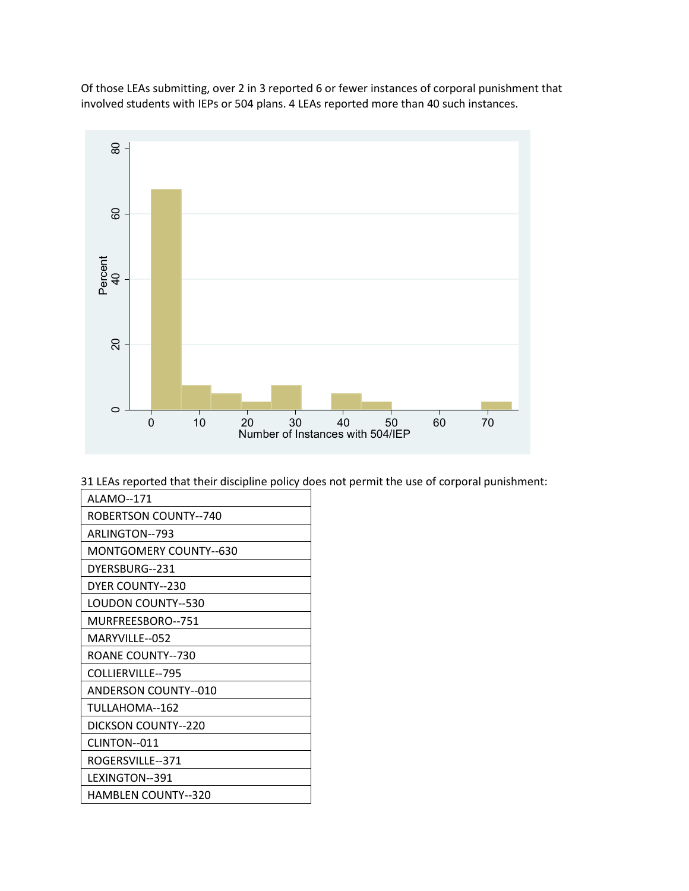Of those LEAs submitting, over 2 in 3 reported 6 or fewer instances of corporal punishment that involved students with IEPs or 504 plans. 4 LEAs reported more than 40 such instances.

31 LEAs reported that their discipline policy does not permit the use of corporal punishment:

| |
|---|
| ALAMO--171 |
| ROBERTSON COUNTY--740 |
| ARLINGTON--793 |
| MONTGOMERY COUNTY--630 |
| DYERSBURG--231 |
| DYER COUNTY--230 |
| LOUDON COUNTY--530 |
| MURFREESBORO--751 |
| MARYVILLE--052 |
| ROANE COUNTY--730 |
| COLLIERVILLE--795 |
| ANDERSON COUNTY--010 |
| TULLAHOMA--162 |
| DICKSON COUNTY--220 |
| CLINTON--011 |
| ROGERSVILLE--371 |
| LEXINGTON--391 |
| HAMBLEN COUNTY--320 |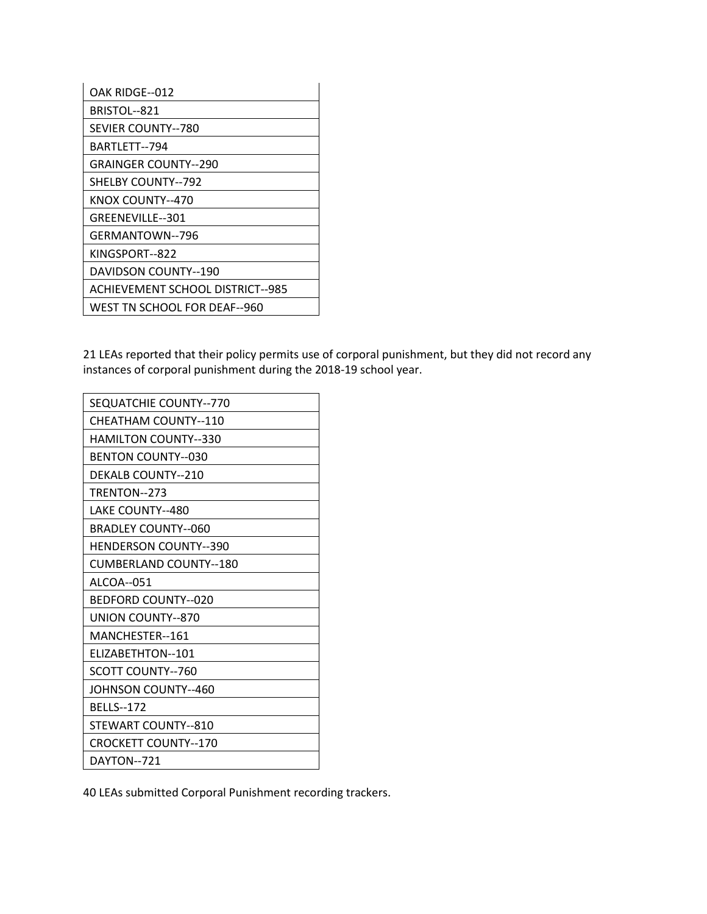| OAK RIDGE--012 |
|---|
| BRISTOL--821 |
| SEVIER COUNTY--780 |
| BARTLETT--794 |
| GRAINGER COUNTY--290 |
| SHELBY COUNTY--792 |
| KNOX COUNTY--470 |
| GREENEVILLE--301 |
| GERMANTOWN--796 |
| KINGSPORT--822 |
| DAVIDSON COUNTY--190 |
| ACHIEVEMENT SCHOOL DISTRICT--985 |
| WEST TN SCHOOL FOR DEAF--960 |

21 LEAs reported that their policy permits use of corporal punishment, but they did not record any instances of corporal punishment during the 2018-19 school year.

| SEQUATCHIE COUNTY--770 |
|---|
| CHEATHAM COUNTY--110 |
| HAMILTON COUNTY--330 |
| BENTON COUNTY--030 |
| DEKALB COUNTY--210 |
| TRENTON--273 |
| LAKE COUNTY--480 |
| BRADLEY COUNTY--060 |
| HENDERSON COUNTY--390 |
| CUMBERLAND COUNTY--180 |
| ALCOA--051 |
| BEDFORD COUNTY--020 |
| UNION COUNTY--870 |
| MANCHESTER--161 |
| ELIZABETHTON--101 |
| SCOTT COUNTY--760 |
| JOHNSON COUNTY--460 |
| BELLS--172 |
| STEWART COUNTY--810 |
| CROCKETT COUNTY--170 |
| DAYTON--721 |

40 LEAs submitted Corporal Punishment recording trackers.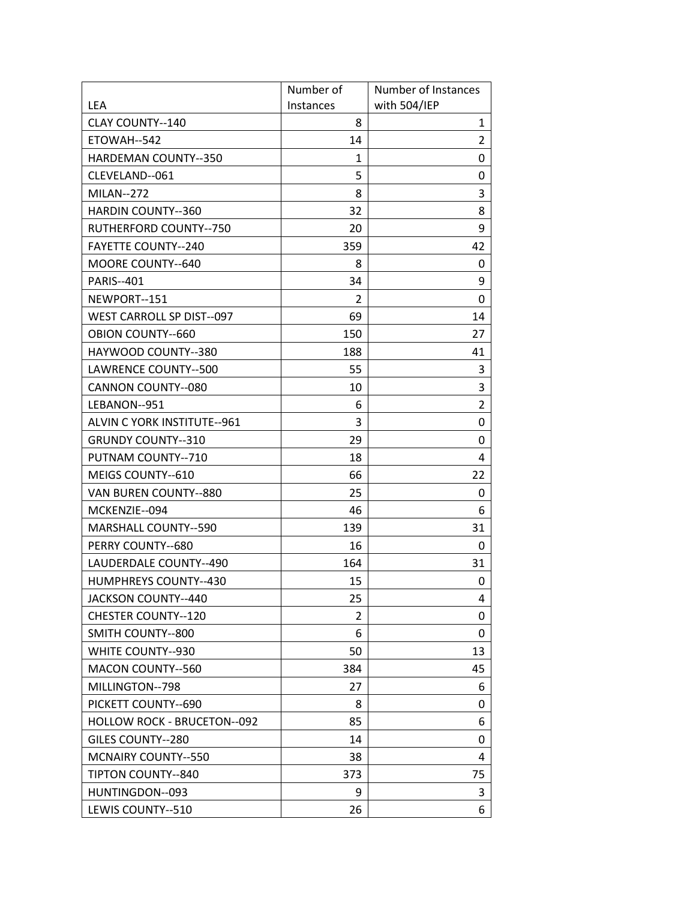| LEA | Number of Instances | Number of Instances with 504/IEP |
| --- | --- | --- |
| CLAY COUNTY--140 | 8 | 1 |
| ETOWAH--542 | 14 | 2 |
| HARDEMAN COUNTY--350 | 1 | 0 |
| CLEVELAND--061 | 5 | 0 |
| MILAN--272 | 8 | 3 |
| HARDIN COUNTY--360 | 32 | 8 |
| RUTHERFORD COUNTY--750 | 20 | 9 |
| FAYETTE COUNTY--240 | 359 | 42 |
| MOORE COUNTY--640 | 8 | 0 |
| PARIS--401 | 34 | 9 |
| NEWPORT--151 | 2 | 0 |
| WEST CARROLL SP DIST--097 | 69 | 14 |
| OBION COUNTY--660 | 150 | 27 |
| HAYWOOD COUNTY--380 | 188 | 41 |
| LAWRENCE COUNTY--500 | 55 | 3 |
| CANNON COUNTY--080 | 10 | 3 |
| LEBANON--951 | 6 | 2 |
| ALVIN C YORK INSTITUTE--961 | 3 | 0 |
| GRUNDY COUNTY--310 | 29 | 0 |
| PUTNAM COUNTY--710 | 18 | 4 |
| MEIGS COUNTY--610 | 66 | 22 |
| VAN BUREN COUNTY--880 | 25 | 0 |
| MCKENZIE--094 | 46 | 6 |
| MARSHALL COUNTY--590 | 139 | 31 |
| PERRY COUNTY--680 | 16 | 0 |
| LAUDERDALE COUNTY--490 | 164 | 31 |
| HUMPHREYS COUNTY--430 | 15 | 0 |
| JACKSON COUNTY--440 | 25 | 4 |
| CHESTER COUNTY--120 | 2 | 0 |
| SMITH COUNTY--800 | 6 | 0 |
| WHITE COUNTY--930 | 50 | 13 |
| MACON COUNTY--560 | 384 | 45 |
| MILLINGTON--798 | 27 | 6 |
| PICKETT COUNTY--690 | 8 | 0 |
| HOLLOW ROCK - BRUCETON--092 | 85 | 6 |
| GILES COUNTY--280 | 14 | 0 |
| MCNAIRY COUNTY--550 | 38 | 4 |
| TIPTON COUNTY--840 | 373 | 75 |
| HUNTINGDON--093 | 9 | 3 |
| LEWIS COUNTY--510 | 26 | 6 |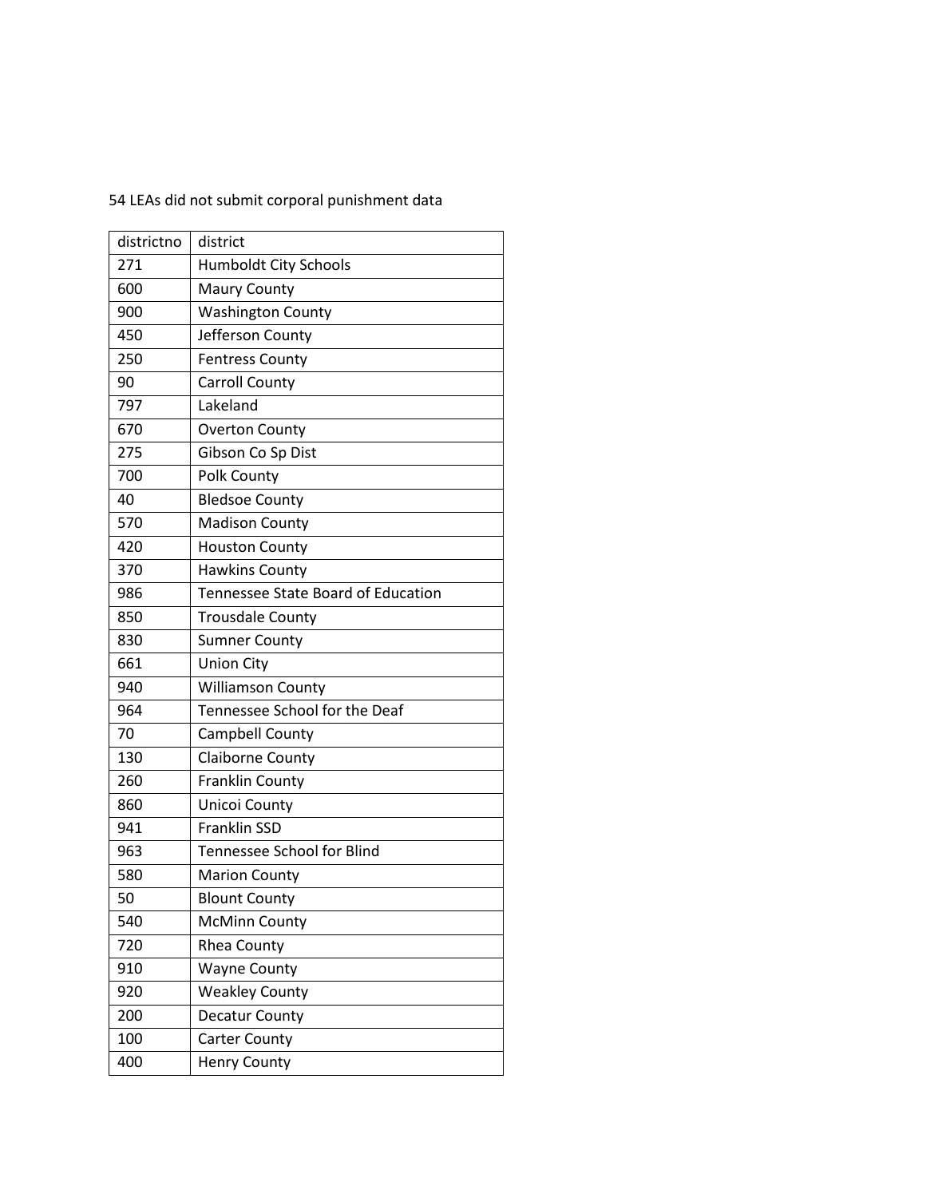54 LEAs did not submit corporal punishment data

| districtno | district |
|---|---|
| 271 | Humboldt City Schools |
| 600 | Maury County |
| 900 | Washington County |
| 450 | Jefferson County |
| 250 | Fentress County |
| 90 | Carroll County |
| 797 | Lakeland |
| 670 | Overton County |
| 275 | Gibson Co Sp Dist |
| 700 | Polk County |
| 40 | Bledsoe County |
| 570 | Madison County |
| 420 | Houston County |
| 370 | Hawkins County |
| 986 | Tennessee State Board of Education |
| 850 | Trousdale County |
| 830 | Sumner County |
| 661 | Union City |
| 940 | Williamson County |
| 964 | Tennessee School for the Deaf |
| 70 | Campbell County |
| 130 | Claiborne County |
| 260 | Franklin County |
| 860 | Unicoi County |
| 941 | Franklin SSD |
| 963 | Tennessee School for Blind |
| 580 | Marion County |
| 50 | Blount County |
| 540 | McMinn County |
| 720 | Rhea County |
| 910 | Wayne County |
| 920 | Weakley County |
| 200 | Decatur County |
| 100 | Carter County |
| 400 | Henry County |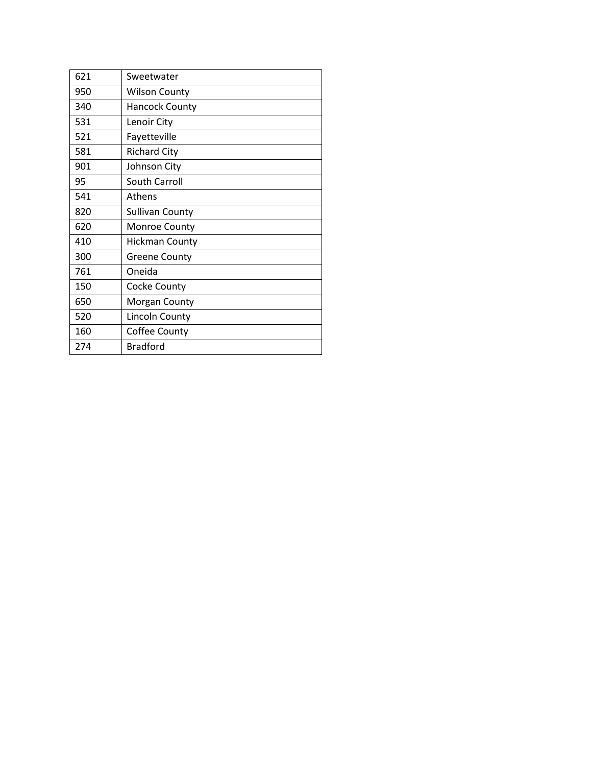| | |
|---|---|
| 621 | Sweetwater |
| 950 | Wilson County |
| 340 | Hancock County |
| 531 | Lenoir City |
| 521 | Fayetteville |
| 581 | Richard City |
| 901 | Johnson City |
| 95 | South Carroll |
| 541 | Athens |
| 820 | Sullivan County |
| 620 | Monroe County |
| 410 | Hickman County |
| 300 | Greene County |
| 761 | Oneida |
| 150 | Cocke County |
| 650 | Morgan County |
| 520 | Lincoln County |
| 160 | Coffee County |
| 274 | Bradford |